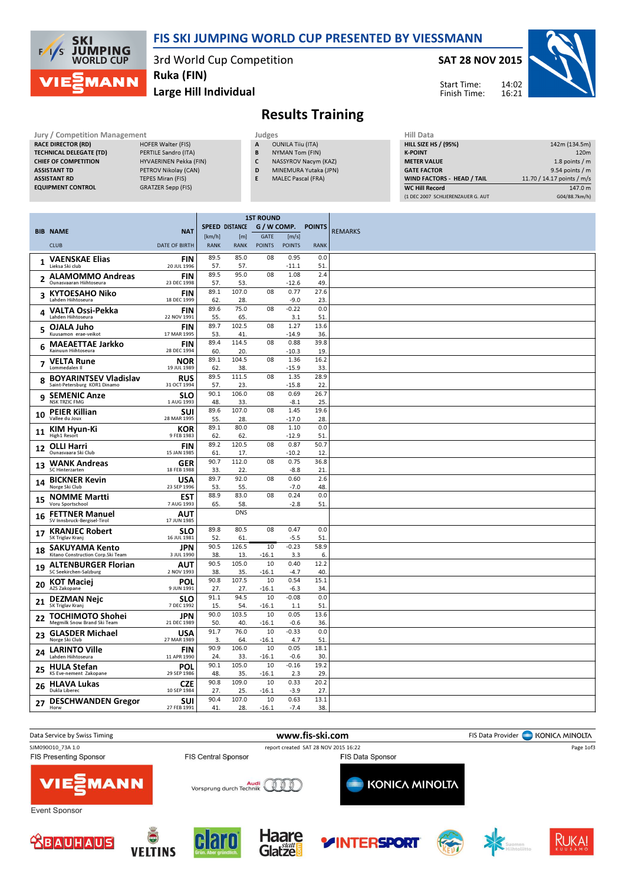# FIS SKI JUMPING WORLD CUP PRESENTED BY VIESSMANN

3rd World Cup Competition
Ruka (FIN)
Large Hill Individual

SAT 28 NOV 2015

Start Time: 14:02
Finish Time: 16:21

## Results Training

**Jury / Competition Management**

| | |
|---|---|
| RACE DIRECTOR (RD) | HOFER Walter (FIS) |
| TECHNICAL DELEGATE (TD) | PERTILE Sandro (ITA) |
| CHIEF OF COMPETITION | HYVAERINEN Pekka (FIN) |
| ASSISTANT TD | PETROV Nikolay (CAN) |
| ASSISTANT RD | TEPES Miran (FIS) |
| EQUIPMENT CONTROL | GRATZER Sepp (FIS) |

**Judges**

| | |
|---|---|
| A | OUNILA Tiiu (ITA) |
| B | NYMAN Tom (FIN) |
| C | NASSYROV Nacym (KAZ) |
| D | MINEMURA Yutaka (JPN) |
| E | MALEC Pascal (FRA) |

**Hill Data**

| | |
|---|---|
| HILL SIZE HS / (95%) | 142m (134.5m) |
| K-POINT | 120m |
| METER VALUE | 1.8 points / m |
| GATE FACTOR | 9.54 points / m |
| WIND FACTORS - HEAD / TAIL | 11.70 / 14.17 points / m/s |
| WC Hill Record | 147.0 m |
| (1 DEC 2007 SCHLIERENZAUER G. AUT | G04/88.7km/h) |

| BIB | NAME / CLUB | NAT / DATE OF BIRTH | SPEED [km/h] / RANK | DISTANCE [m] / RANK | GATE / GATE POINTS | W COMP. [m/s] / POINTS | POINTS / RANK | REMARKS |
|---|---|---|---|---|---|---|---|---|
| 1 | VAENSKAE Elias / Lieksa Ski club | FIN / 20 JUL 1996 | 89.5 / 57. | 85.0 / 57. | 08 | 0.95 / -11.1 | 0.0 / 51. | |
| 2 | ALAMOMMO Andreas / Ounasvaaran Hiihtoseura | FIN / 23 DEC 1998 | 89.5 / 57. | 95.0 / 53. | 08 | 1.08 / -12.6 | 2.4 / 49. | |
| 3 | KYTOESAHO Niko / Lahden Hiihtoseura | FIN / 18 DEC 1999 | 89.1 / 62. | 107.0 / 28. | 08 | 0.77 / -9.0 | 27.6 / 23. | |
| 4 | VALTA Ossi-Pekka / Lahden Hiihtoseura | FIN / 22 NOV 1991 | 89.6 / 55. | 75.0 / 65. | 08 | -0.22 / 3.1 | 0.0 / 51. | |
| 5 | OJALA Juho / Kuusamon erae-veikot | FIN / 17 MAR 1995 | 89.7 / 53. | 102.5 / 41. | 08 | 1.27 / -14.9 | 13.6 / 36. | |
| 6 | MAEAETTAE Jarkko / Kainuun Hiihtoseura | FIN / 28 DEC 1994 | 89.4 / 60. | 114.5 / 20. | 08 | 0.88 / -10.3 | 39.8 / 19. | |
| 7 | VELTA Rune / Lommedalen Il | NOR / 19 JUL 1989 | 89.1 / 62. | 104.5 / 38. | 08 | 1.36 / -15.9 | 16.2 / 33. | |
| 8 | BOYARINTSEV Vladislav / Saint-Petersburg KOR1 Dinamo | RUS / 31 OCT 1994 | 89.5 / 57. | 111.5 / 23. | 08 | 1.35 / -15.8 | 28.9 / 22. | |
| 9 | SEMENIC Anze / NSK TRZIC FMG | SLO / 1 AUG 1993 | 90.1 / 48. | 106.0 / 33. | 08 | 0.69 / -8.1 | 26.7 / 25. | |
| 10 | PEIER Killian / Vallee du Joux | SUI / 28 MAR 1995 | 89.6 / 55. | 107.0 / 28. | 08 | 1.45 / -17.0 | 19.6 / 28. | |
| 11 | KIM Hyun-Ki / High1 Resort | KOR / 9 FEB 1983 | 89.1 / 62. | 80.0 / 62. | 08 | 1.10 / -12.9 | 0.0 / 51. | |
| 12 | OLLI Harri / Ounasvaara Ski Club | FIN / 15 JAN 1985 | 89.2 / 61. | 120.5 / 17. | 08 | 0.87 / -10.2 | 50.7 / 12. | |
| 13 | WANK Andreas / SC Hinterzarten | GER / 18 FEB 1988 | 90.7 / 33. | 112.0 / 22. | 08 | 0.75 / -8.8 | 36.8 / 21. | |
| 14 | BICKNER Kevin / Norge Ski Club | USA / 23 SEP 1996 | 89.7 / 53. | 92.0 / 55. | 08 | 0.60 / -7.0 | 2.6 / 48. | |
| 15 | NOMME Martti / Voru Sportschool | EST / 7 AUG 1993 | 88.9 / 65. | 83.0 / 58. | 08 | 0.24 / -2.8 | 0.0 / 51. | |
| 16 | FETTNER Manuel / SV Innsbruck-Bergisel-Tirol | AUT / 17 JUN 1985 | | DNS | | | | |
| 17 | KRANJEC Robert / SK Triglav Kranj | SLO / 16 JUL 1981 | 89.8 / 52. | 80.5 / 61. | 08 | 0.47 / -5.5 | 0.0 / 51. | |
| 18 | SAKUYAMA Kento / Kitano Construction Corp.Ski Team | JPN / 3 JUL 1990 | 90.5 / 38. | 126.5 / 13. | 10 / -16.1 | -0.23 / 3.3 | 58.9 / 6. | |
| 19 | ALTENBURGER Florian / SC Seekirchen-Salzburg | AUT / 2 NOV 1993 | 90.5 / 38. | 105.0 / 35. | 10 / -16.1 | 0.40 / -4.7 | 12.2 / 40. | |
| 20 | KOT Maciej / AZS Zakopane | POL / 9 JUN 1991 | 90.8 / 27. | 107.5 / 27. | 10 / -16.1 | 0.54 / -6.3 | 15.1 / 34. | |
| 21 | DEZMAN Nejc / SK Triglav Kranj | SLO / 7 DEC 1992 | 91.1 / 15. | 94.5 / 54. | 10 / -16.1 | -0.08 / 1.1 | 0.0 / 51. | |
| 22 | TOCHIMOTO Shohei / Megmilk Snow Brand Ski Team | JPN / 21 DEC 1989 | 90.0 / 50. | 103.5 / 40. | 10 / -16.1 | 0.05 / -0.6 | 13.6 / 36. | |
| 23 | GLASDER Michael / Norge Ski Club | USA / 27 MAR 1989 | 91.7 / 3. | 76.0 / 64. | 10 / -16.1 | -0.33 / 4.7 | 0.0 / 51. | |
| 24 | LARINTO Ville / Lahden Hiihtoseura | FIN / 11 APR 1990 | 90.9 / 24. | 106.0 / 33. | 10 / -16.1 | 0.05 / -0.6 | 18.1 / 30. | |
| 25 | HULA Stefan / KS Eve-nement Zakopane | POL / 29 SEP 1986 | 90.1 / 48. | 105.0 / 35. | 10 / -16.1 | -0.16 / 2.3 | 19.2 / 29. | |
| 26 | HLAVA Lukas / Dukla Liberec | CZE / 10 SEP 1984 | 90.8 / 27. | 109.0 / 25. | 10 / -16.1 | 0.33 / -3.9 | 20.2 / 27. | |
| 27 | DESCHWANDEN Gregor / Horw | SUI / 27 FEB 1991 | 90.4 / 41. | 107.0 / 28. | 10 / -16.1 | 0.63 / -7.4 | 13.1 / 38. | |

Data Service by Swiss Timing — www.fis-ski.com — FIS Data Provider KONICA MINOLTA

SJM090O10_73A 1.0 — report created SAT 28 NOV 2015 16:22

FIS Presenting Sponsor — FIS Central Sponsor — FIS Data Sponsor — Event Sponsor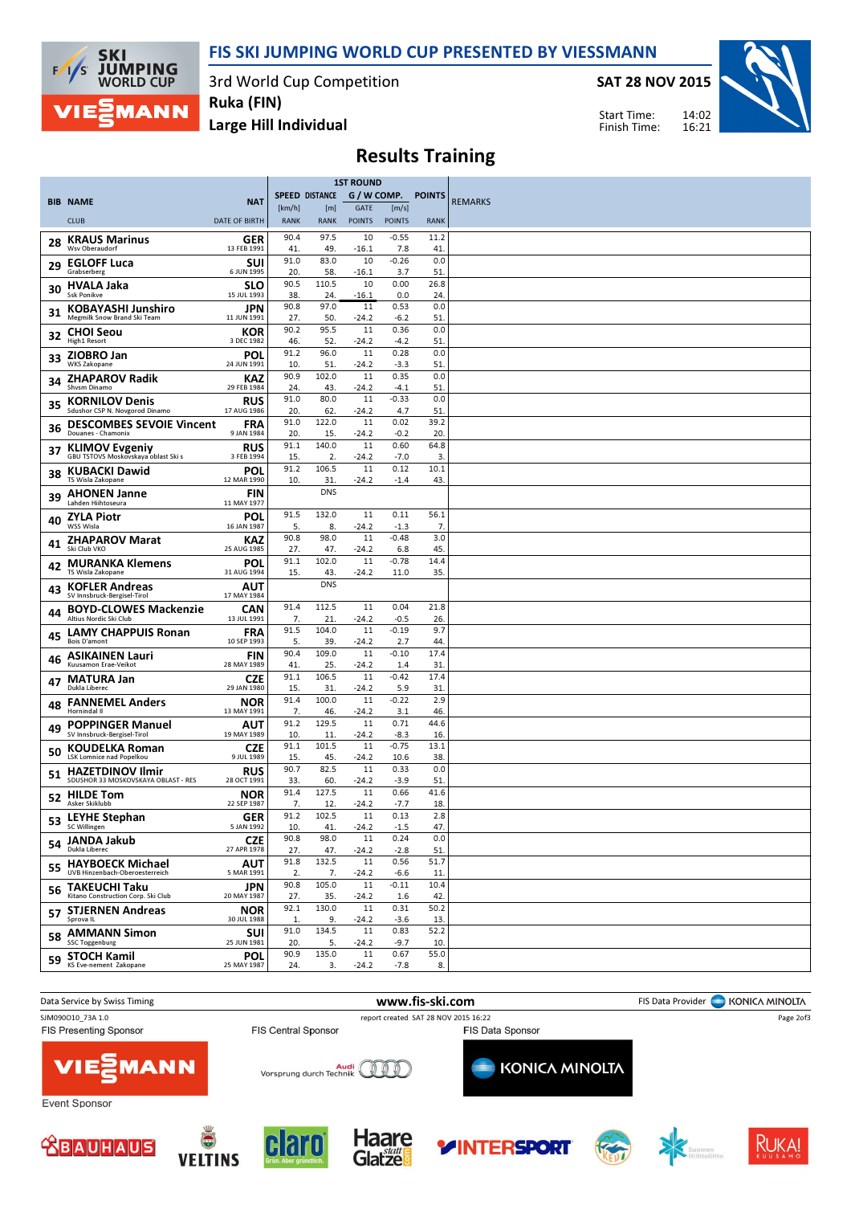# FIS SKI JUMPING WORLD CUP PRESENTED BY VIESSMANN

3rd World Cup Competition
Ruka (FIN)
Large Hill Individual

SAT 28 NOV 2015

Start Time: 14:02
Finish Time: 16:21

## Results Training

| BIB | NAME / CLUB | NAT / DATE OF BIRTH | SPEED [km/h] / RANK | DISTANCE [m] / RANK | GATE / POINTS | [m/s] / POINTS | POINTS / RANK | REMARKS |
|---|---|---|---|---|---|---|---|---|
| 28 | KRAUS Marinus / Wsv Oberaudorf | GER / 13 FEB 1991 | 90.4 / 41. | 97.5 / 49. | 10 / -16.1 | -0.55 / 7.8 | 11.2 / 41. | |
| 29 | EGLOFF Luca / Grabserberg | SUI / 6 JUN 1995 | 91.0 / 20. | 83.0 / 58. | 10 / -16.1 | -0.26 / 3.7 | 0.0 / 51. | |
| 30 | HVALA Jaka / Ssk Ponikve | SLO / 15 JUL 1993 | 90.5 / 38. | 110.5 / 24. | 10 / -16.1 | 0.00 / 0.0 | 26.8 / 24. | |
| 31 | KOBAYASHI Junshiro / Megmilk Snow Brand Ski Team | JPN / 11 JUN 1991 | 90.8 / 27. | 97.0 / 50. | 11 / -24.2 | 0.53 / -6.2 | 0.0 / 51. | |
| 32 | CHOI Seou / High1 Resort | KOR / 3 DEC 1982 | 90.2 / 46. | 95.5 / 52. | 11 / -24.2 | 0.36 / -4.2 | 0.0 / 51. | |
| 33 | ZIOBRO Jan / WKS Zakopane | POL / 24 JUN 1991 | 91.2 / 10. | 96.0 / 51. | 11 / -24.2 | 0.28 / -3.3 | 0.0 / 51. | |
| 34 | ZHAPAROV Radik / Shvsm Dinamo | KAZ / 29 FEB 1984 | 90.9 / 24. | 102.0 / 43. | 11 / -24.2 | 0.35 / -4.1 | 0.0 / 51. | |
| 35 | KORNILOV Denis / Sdushor CSP N. Novgorod Dinamo | RUS / 17 AUG 1986 | 91.0 / 20. | 80.0 / 62. | 11 / -24.2 | -0.33 / 4.7 | 0.0 / 51. | |
| 36 | DESCOMBES SEVOIE Vincent / Douanes - Chamonix | FRA / 9 JAN 1984 | 91.0 / 20. | 122.0 / 15. | 11 / -24.2 | 0.02 / -0.2 | 39.2 / 20. | |
| 37 | KLIMOV Evgeniy / GBU TSTOVS Moskovskaya oblast Ski s | RUS / 3 FEB 1994 | 91.1 / 15. | 140.0 / 2. | 11 / -24.2 | 0.60 / -7.0 | 64.8 / 3. | |
| 38 | KUBACKI Dawid / TS Wisla Zakopane | POL / 12 MAR 1990 | 91.2 / 10. | 106.5 / 31. | 11 / -24.2 | 0.12 / -1.4 | 10.1 / 43. | |
| 39 | AHONEN Janne / Lahden Hiihtoseura | FIN / 11 MAY 1977 | | DNS | | | | |
| 40 | ZYLA Piotr / WSS Wisla | POL / 16 JAN 1987 | 91.5 / 5. | 132.0 / 8. | 11 / -24.2 | 0.11 / -1.3 | 56.1 / 7. | |
| 41 | ZHAPAROV Marat / Ski Club VKO | KAZ / 25 AUG 1985 | 90.8 / 27. | 98.0 / 47. | 11 / -24.2 | -0.48 / 6.8 | 3.0 / 45. | |
| 42 | MURANKA Klemens / TS Wisla Zakopane | POL / 31 AUG 1994 | 91.1 / 15. | 102.0 / 43. | 11 / -24.2 | -0.78 / 11.0 | 14.4 / 35. | |
| 43 | KOFLER Andreas / SV Innsbruck-Bergisel-Tirol | AUT / 17 MAY 1984 | | DNS | | | | |
| 44 | BOYD-CLOWES Mackenzie / Altius Nordic Ski Club | CAN / 13 JUL 1991 | 91.4 / 7. | 112.5 / 21. | 11 / -24.2 | 0.04 / -0.5 | 21.8 / 26. | |
| 45 | LAMY CHAPPUIS Ronan / Bois D'amont | FRA / 10 SEP 1993 | 91.5 / 5. | 104.0 / 39. | 11 / -24.2 | -0.19 / 2.7 | 9.7 / 44. | |
| 46 | ASIKAINEN Lauri / Kuusamon Erae-Veikot | FIN / 28 MAY 1989 | 90.4 / 41. | 109.0 / 25. | 11 / -24.2 | -0.10 / 1.4 | 17.4 / 31. | |
| 47 | MATURA Jan / Dukla Liberec | CZE / 29 JAN 1980 | 91.1 / 15. | 106.5 / 31. | 11 / -24.2 | -0.42 / 5.9 | 17.4 / 31. | |
| 48 | FANNEMEL Anders / Hornindal Il | NOR / 13 MAY 1991 | 91.4 / 7. | 100.0 / 46. | 11 / -24.2 | -0.22 / 3.1 | 2.9 / 46. | |
| 49 | POPPINGER Manuel / SV Innsbruck-Bergisel-Tirol | AUT / 19 MAY 1989 | 91.2 / 10. | 129.5 / 11. | 11 / -24.2 | 0.71 / -8.3 | 44.6 / 16. | |
| 50 | KOUDELKA Roman / LSK Lomnice nad Popelkou | CZE / 9 JUL 1989 | 91.1 / 15. | 101.5 / 45. | 11 / -24.2 | -0.75 / 10.6 | 13.1 / 38. | |
| 51 | HAZETDINOV Ilmir / SDUSHOR 33 MOSKOVSKAYA OBLAST - RES | RUS / 28 OCT 1991 | 90.7 / 33. | 82.5 / 60. | 11 / -24.2 | 0.33 / -3.9 | 0.0 / 51. | |
| 52 | HILDE Tom / Asker Skiklubb | NOR / 22 SEP 1987 | 91.4 / 7. | 127.5 / 12. | 11 / -24.2 | 0.66 / -7.7 | 41.6 / 18. | |
| 53 | LEYHE Stephan / SC Willingen | GER / 5 JAN 1992 | 91.2 / 10. | 102.5 / 41. | 11 / -24.2 | 0.13 / -1.5 | 2.8 / 47. | |
| 54 | JANDA Jakub / Dukla Liberec | CZE / 27 APR 1978 | 90.8 / 27. | 98.0 / 47. | 11 / -24.2 | 0.24 / -2.8 | 0.0 / 51. | |
| 55 | HAYBOECK Michael / UVB Hinzenbach-Oberoesterreich | AUT / 5 MAR 1991 | 91.8 / 2. | 132.5 / 7. | 11 / -24.2 | 0.56 / -6.6 | 51.7 / 11. | |
| 56 | TAKEUCHI Taku / Kitano Construction Corp. Ski Club | JPN / 20 MAY 1987 | 90.8 / 27. | 105.0 / 35. | 11 / -24.2 | -0.11 / 1.6 | 10.4 / 42. | |
| 57 | STJERNEN Andreas / Sprova IL | NOR / 30 JUL 1988 | 92.1 / 1. | 130.0 / 9. | 11 / -24.2 | 0.31 / -3.6 | 50.2 / 13. | |
| 58 | AMMANN Simon / SSC Toggenburg | SUI / 25 JUN 1981 | 91.0 / 20. | 134.5 / 5. | 11 / -24.2 | 0.83 / -9.7 | 52.2 / 10. | |
| 59 | STOCH Kamil / KS Eve-nement Zakopane | POL / 25 MAY 1987 | 90.9 / 24. | 135.0 / 3. | 11 / -24.2 | 0.67 / -7.8 | 55.0 / 8. | |

Data Service by Swiss Timing — www.fis-ski.com — FIS Data Provider KONICA MINOLTA

SJM090O10_73A 1.0 — report created SAT 28 NOV 2015 16:22

FIS Presenting Sponsor — FIS Central Sponsor — FIS Data Sponsor

Event Sponsor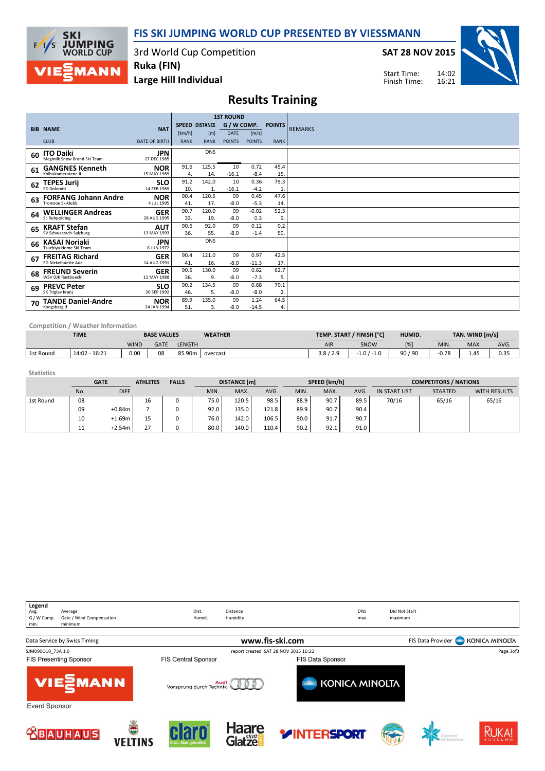# FIS SKI JUMPING WORLD CUP PRESENTED BY VIESSMANN

3rd World Cup Competition
Ruka (FIN)
Large Hill Individual

SAT 28 NOV 2015

Start Time: 14:02
Finish Time: 16:21

## Results Training

| BIB | NAME / CLUB | NAT / DATE OF BIRTH | SPEED [km/h] / RANK | DISTANCE [m] / RANK | GATE / POINTS | [m/s] / POINTS | POINTS / RANK | REMARKS |
|---|---|---|---|---|---|---|---|---|
| 60 | **ITO Daiki** Megmilk Snow Brand Ski Team | JPN 27 DEC 1985 | | DNS | | | | |
| 61 | **GANGNES Kenneth** Kolbukameratene IL | NOR 15 MAY 1989 | 91.6 / 4. | 125.5 / 14. | 10 / -16.1 | 0.72 / -8.4 | 45.4 / 15. | |
| 62 | **TEPES Jurij** SD Dolomiti | SLO 14 FEB 1989 | 91.2 / 10. | 142.0 / 1. | 10 / -16.1 | 0.36 / -4.2 | 79.3 / 1. | |
| 63 | **FORFANG Johann Andre** Tromsoe Skiklubb | NOR 4 JUL 1995 | 90.4 / 41. | 120.5 / 17. | 09 / -8.0 | 0.45 / -5.3 | 47.6 / 14. | |
| 64 | **WELLINGER Andreas** Sc Ruhpolding | GER 28 AUG 1995 | 90.7 / 33. | 120.0 / 19. | 09 / -8.0 | -0.02 / 0.3 | 52.3 / 9. | |
| 65 | **KRAFT Stefan** SV Schwarzach-Salzburg | AUT 13 MAY 1993 | 90.6 / 36. | 92.0 / 55. | 09 / -8.0 | 0.12 / -1.4 | 0.2 / 50. | |
| 66 | **KASAI Noriaki** Tsuchiya Home Ski Team | JPN 6 JUN 1972 | | DNS | | | | |
| 67 | **FREITAG Richard** SG Nickelhuette Aue | GER 14 AUG 1991 | 90.4 / 41. | 121.0 / 16. | 09 / -8.0 | 0.97 / -11.3 | 42.5 / 17. | |
| 68 | **FREUND Severin** WSV DJK Rastbuechl | GER 11 MAY 1988 | 90.6 / 36. | 130.0 / 9. | 09 / -8.0 | 0.62 / -7.3 | 62.7 / 5. | |
| 69 | **PREVC Peter** SK Triglav Kranj | SLO 20 SEP 1992 | 90.2 / 46. | 134.5 / 5. | 09 / -8.0 | 0.68 / -8.0 | 70.1 / 2. | |
| 70 | **TANDE Daniel-Andre** Kongsberg If | NOR 24 JAN 1994 | 89.9 / 51. | 135.0 / 3. | 09 / -8.0 | 1.24 / -14.5 | 64.5 / 4. | |

### Competition / Weather Information

| | TIME | BASE VALUES WIND | GATE | LENGTH | WEATHER | TEMP. AIR | TEMP. SNOW | HUMID. [%] | TAN. WIND MIN. | MAX. | AVG. |
|---|---|---|---|---|---|---|---|---|---|---|---|
| 1st Round | 14:02 - 16:21 | 0.00 | 08 | 85.90m | overcast | 3.8 / 2.9 | -1.0 / -1.0 | 90 / 90 | -0.78 | 1.45 | 0.35 |

### Statistics

| | GATE No. | DIFF | ATHLETES | FALLS | DISTANCE MIN. | MAX. | AVG. | SPEED MIN. | MAX. | AVG. | IN START LIST | STARTED | WITH RESULTS |
|---|---|---|---|---|---|---|---|---|---|---|---|---|---|
| 1st Round | 08 | | 16 | 0 | 75.0 | 120.5 | 98.5 | 88.9 | 90.7 | 89.5 | 70/16 | 65/16 | 65/16 |
| | 09 | +0.84m | 7 | 0 | 92.0 | 135.0 | 121.8 | 89.9 | 90.7 | 90.4 | | | |
| | 10 | +1.69m | 15 | 0 | 76.0 | 142.0 | 106.5 | 90.0 | 91.7 | 90.7 | | | |
| | 11 | +2.54m | 27 | 0 | 80.0 | 140.0 | 110.4 | 90.2 | 92.1 | 91.0 | | | |

**Legend**
Avg. – Average; G / W Comp. – Gate / Wind Compensation; min. – minimum; Dist. – Distance; Humid. – Humidity; DNS – Did Not Start; max. – maximum

Data Service by Swiss Timing — www.fis-ski.com — FIS Data Provider KONICA MINOLTA
SJM090O10_73A 1.0 — report created SAT 28 NOV 2015 16:22